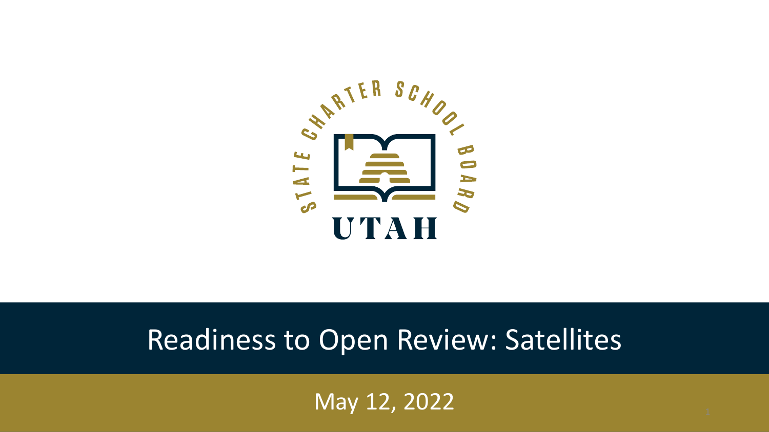STATE CHARTER SCHOOL BOARD

UTAH

# Readiness to Open Review: Satellites

May 12, 2022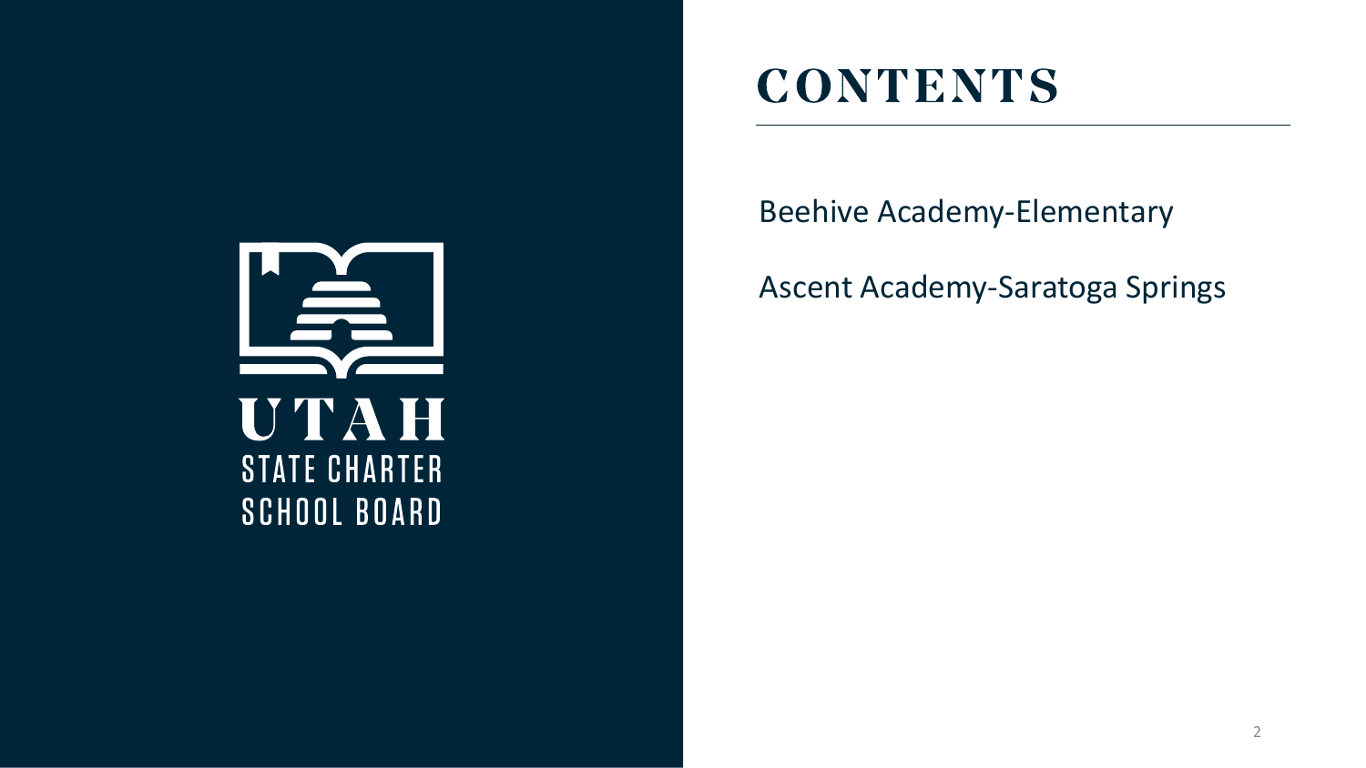UTAH
STATE CHARTER
SCHOOL BOARD

# CONTENTS

Beehive Academy-Elementary

Ascent Academy-Saratoga Springs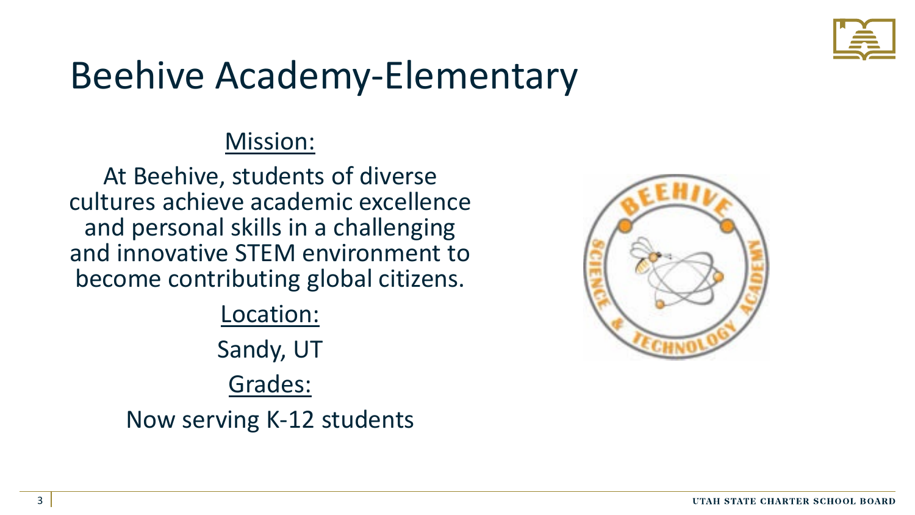# Beehive Academy-Elementary

<u>Mission:</u>

At Beehive, students of diverse cultures achieve academic excellence and personal skills in a challenging and innovative STEM environment to become contributing global citizens.

<u>Location:</u>

Sandy, UT

<u>Grades:</u>

Now serving K-12 students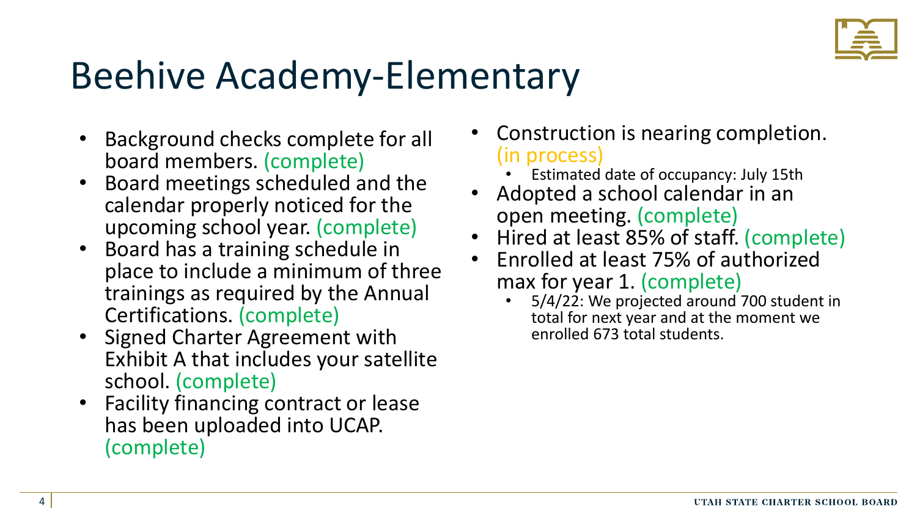# Beehive Academy-Elementary

- Background checks complete for all board members. (complete)
- Board meetings scheduled and the calendar properly noticed for the upcoming school year. (complete)
- Board has a training schedule in place to include a minimum of three trainings as required by the Annual Certifications. (complete)
- Signed Charter Agreement with Exhibit A that includes your satellite school. (complete)
- Facility financing contract or lease has been uploaded into UCAP. (complete)
- Construction is nearing completion. (in process)
  - Estimated date of occupancy: July 15th
- Adopted a school calendar in an open meeting. (complete)
- Hired at least 85% of staff. (complete)
- Enrolled at least 75% of authorized max for year 1. (complete)
  - 5/4/22: We projected around 700 student in total for next year and at the moment we enrolled 673 total students.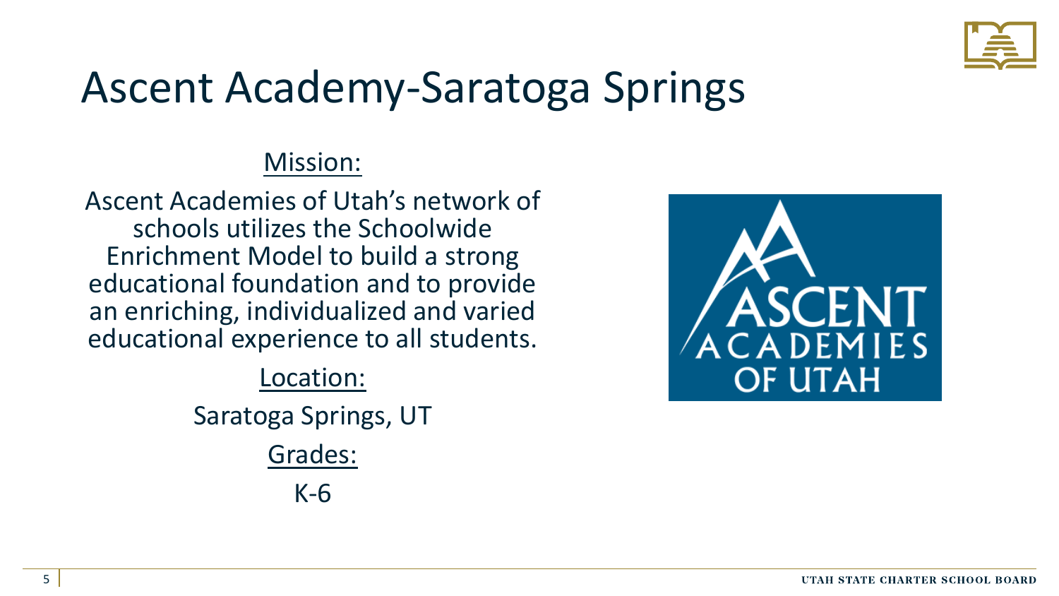# Ascent Academy-Saratoga Springs

Mission:

Ascent Academies of Utah's network of schools utilizes the Schoolwide Enrichment Model to build a strong educational foundation and to provide an enriching, individualized and varied educational experience to all students.

Location:

Saratoga Springs, UT

Grades:

K-6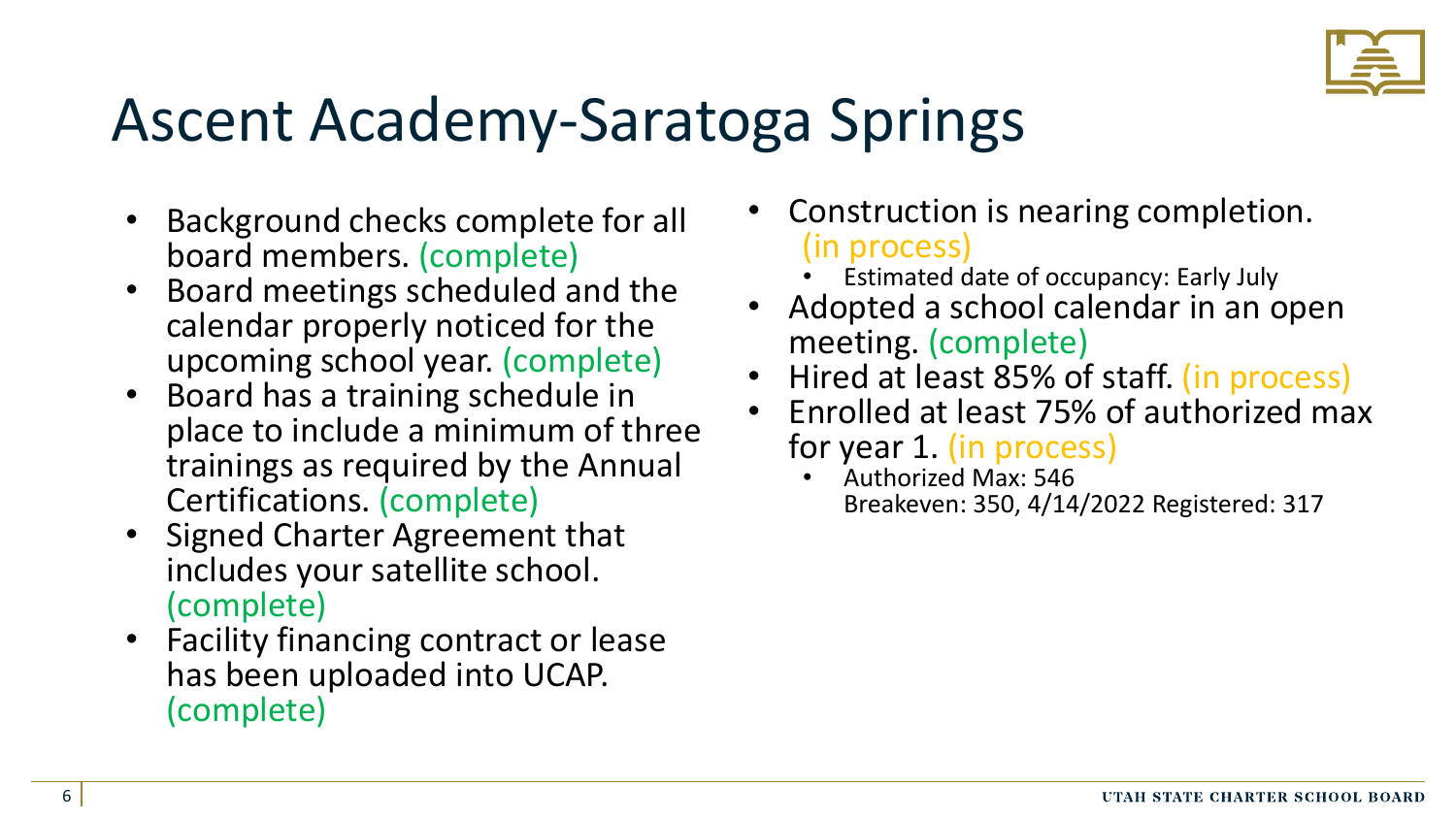# Ascent Academy-Saratoga Springs

- Background checks complete for all board members. (complete)
- Board meetings scheduled and the calendar properly noticed for the upcoming school year. (complete)
- Board has a training schedule in place to include a minimum of three trainings as required by the Annual Certifications. (complete)
- Signed Charter Agreement that includes your satellite school. (complete)
- Facility financing contract or lease has been uploaded into UCAP. (complete)
- Construction is nearing completion. (in process)
  - Estimated date of occupancy: Early July
- Adopted a school calendar in an open meeting. (complete)
- Hired at least 85% of staff. (in process)
- Enrolled at least 75% of authorized max for year 1. (in process)
  - Authorized Max: 546
    Breakeven: 350, 4/14/2022 Registered: 317